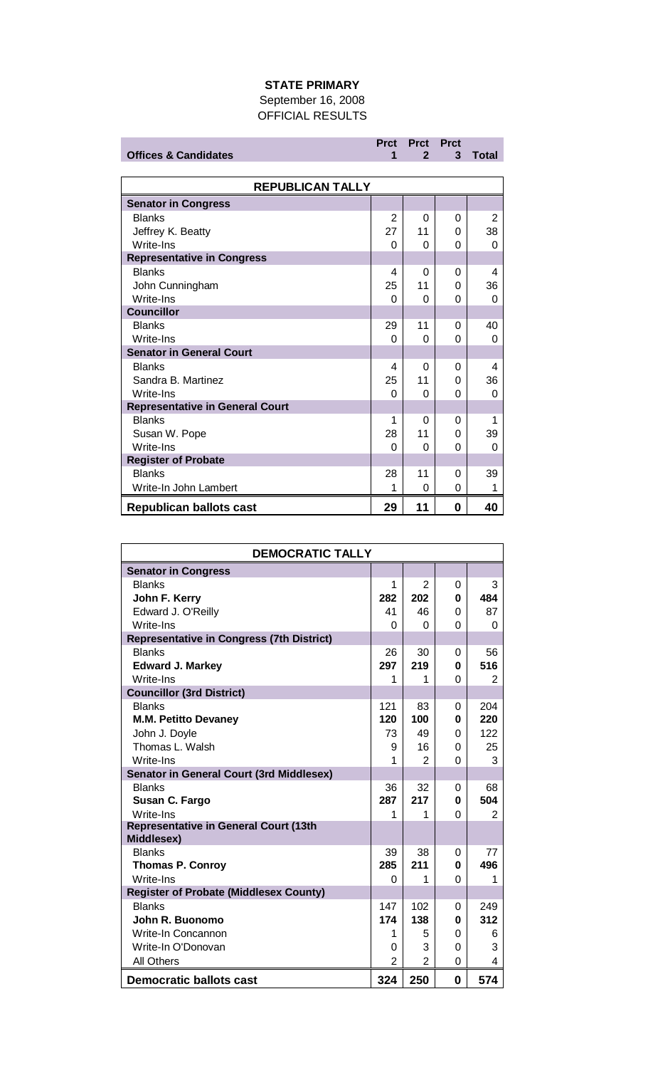**STATE PRIMARY**

September 16, 2008

OFFICIAL RESULTS

| Offices & Candidates | Prct 1 | Prct 2 | Prct 3 | Total |
|---|---|---|---|---|
| **REPUBLICAN TALLY** | | | | |
| **Senator in Congress** | | | | |
| Blanks | 2 | 0 | 0 | 2 |
| Jeffrey K. Beatty | 27 | 11 | 0 | 38 |
| Write-Ins | 0 | 0 | 0 | 0 |
| **Representative in Congress** | | | | |
| Blanks | 4 | 0 | 0 | 4 |
| John Cunningham | 25 | 11 | 0 | 36 |
| Write-Ins | 0 | 0 | 0 | 0 |
| **Councillor** | | | | |
| Blanks | 29 | 11 | 0 | 40 |
| Write-Ins | 0 | 0 | 0 | 0 |
| **Senator in General Court** | | | | |
| Blanks | 4 | 0 | 0 | 4 |
| Sandra B. Martinez | 25 | 11 | 0 | 36 |
| Write-Ins | 0 | 0 | 0 | 0 |
| **Representative in General Court** | | | | |
| Blanks | 1 | 0 | 0 | 1 |
| Susan W. Pope | 28 | 11 | 0 | 39 |
| Write-Ins | 0 | 0 | 0 | 0 |
| **Register of Probate** | | | | |
| Blanks | 28 | 11 | 0 | 39 |
| Write-In John Lambert | 1 | 0 | 0 | 1 |
| **Republican ballots cast** | **29** | **11** | **0** | **40** |

| DEMOCRATIC TALLY | | | | |
|---|---|---|---|---|
| **Senator in Congress** | | | | |
| Blanks | 1 | 2 | 0 | 3 |
| **John F. Kerry** | **282** | **202** | **0** | **484** |
| Edward J. O'Reilly | 41 | 46 | 0 | 87 |
| Write-Ins | 0 | 0 | 0 | 0 |
| **Representative in Congress (7th District)** | | | | |
| Blanks | 26 | 30 | 0 | 56 |
| **Edward J. Markey** | **297** | **219** | **0** | **516** |
| Write-Ins | 1 | 1 | 0 | 2 |
| **Councillor (3rd District)** | | | | |
| Blanks | 121 | 83 | 0 | 204 |
| **M.M. Petitto Devaney** | **120** | **100** | **0** | **220** |
| John J. Doyle | 73 | 49 | 0 | 122 |
| Thomas L. Walsh | 9 | 16 | 0 | 25 |
| Write-Ins | 1 | 2 | 0 | 3 |
| **Senator in General Court (3rd Middlesex)** | | | | |
| Blanks | 36 | 32 | 0 | 68 |
| **Susan C. Fargo** | **287** | **217** | **0** | **504** |
| Write-Ins | 1 | 1 | 0 | 2 |
| **Representative in General Court (13th Middlesex)** | | | | |
| Blanks | 39 | 38 | 0 | 77 |
| **Thomas P. Conroy** | **285** | **211** | **0** | **496** |
| Write-Ins | 0 | 1 | 0 | 1 |
| **Register of Probate (Middlesex County)** | | | | |
| Blanks | 147 | 102 | 0 | 249 |
| **John R. Buonomo** | **174** | **138** | **0** | **312** |
| Write-In Concannon | 1 | 5 | 0 | 6 |
| Write-In O'Donovan | 0 | 3 | 0 | 3 |
| All Others | 2 | 2 | 0 | 4 |
| **Democratic ballots cast** | **324** | **250** | **0** | **574** |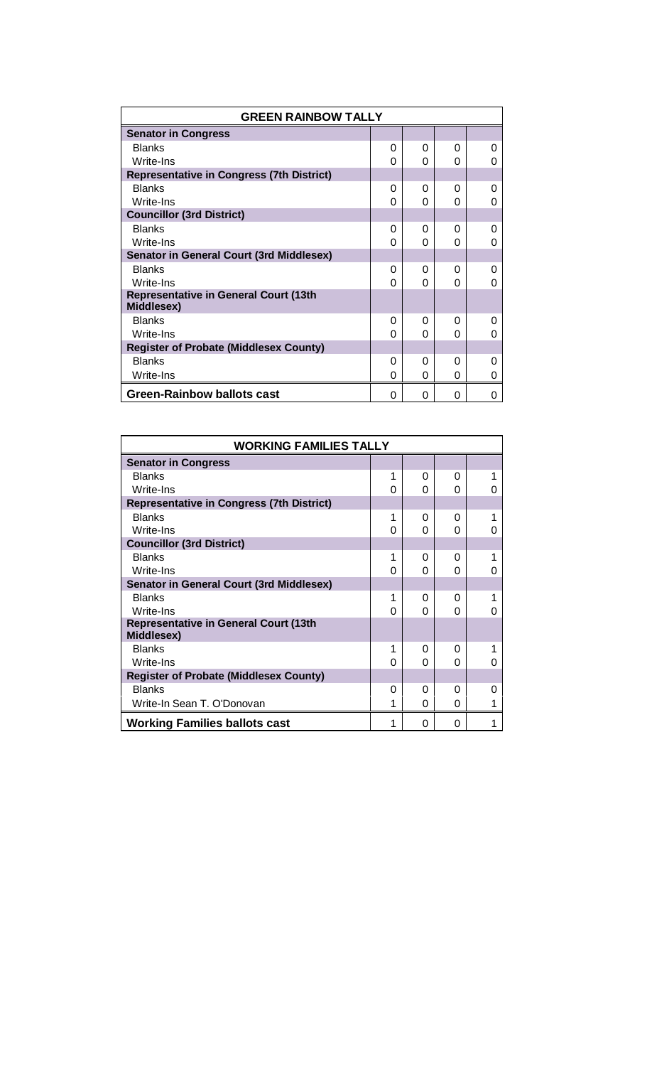| GREEN RAINBOW TALLY | | | | |
| --- | --- | --- | --- | --- |
| **Senator in Congress** | | | | |
| Blanks | 0 | 0 | 0 | 0 |
| Write-Ins | 0 | 0 | 0 | 0 |
| **Representative in Congress (7th District)** | | | | |
| Blanks | 0 | 0 | 0 | 0 |
| Write-Ins | 0 | 0 | 0 | 0 |
| **Councillor (3rd District)** | | | | |
| Blanks | 0 | 0 | 0 | 0 |
| Write-Ins | 0 | 0 | 0 | 0 |
| **Senator in General Court (3rd Middlesex)** | | | | |
| Blanks | 0 | 0 | 0 | 0 |
| Write-Ins | 0 | 0 | 0 | 0 |
| **Representative in General Court (13th Middlesex)** | | | | |
| Blanks | 0 | 0 | 0 | 0 |
| Write-Ins | 0 | 0 | 0 | 0 |
| **Register of Probate (Middlesex County)** | | | | |
| Blanks | 0 | 0 | 0 | 0 |
| Write-Ins | 0 | 0 | 0 | 0 |
| **Green-Rainbow ballots cast** | 0 | 0 | 0 | 0 |

| WORKING FAMILIES TALLY | | | | |
| --- | --- | --- | --- | --- |
| **Senator in Congress** | | | | |
| Blanks | 1 | 0 | 0 | 1 |
| Write-Ins | 0 | 0 | 0 | 0 |
| **Representative in Congress (7th District)** | | | | |
| Blanks | 1 | 0 | 0 | 1 |
| Write-Ins | 0 | 0 | 0 | 0 |
| **Councillor (3rd District)** | | | | |
| Blanks | 1 | 0 | 0 | 1 |
| Write-Ins | 0 | 0 | 0 | 0 |
| **Senator in General Court (3rd Middlesex)** | | | | |
| Blanks | 1 | 0 | 0 | 1 |
| Write-Ins | 0 | 0 | 0 | 0 |
| **Representative in General Court (13th Middlesex)** | | | | |
| Blanks | 1 | 0 | 0 | 1 |
| Write-Ins | 0 | 0 | 0 | 0 |
| **Register of Probate (Middlesex County)** | | | | |
| Blanks | 0 | 0 | 0 | 0 |
| Write-In Sean T. O'Donovan | 1 | 0 | 0 | 1 |
| **Working Families ballots cast** | 1 | 0 | 0 | 1 |